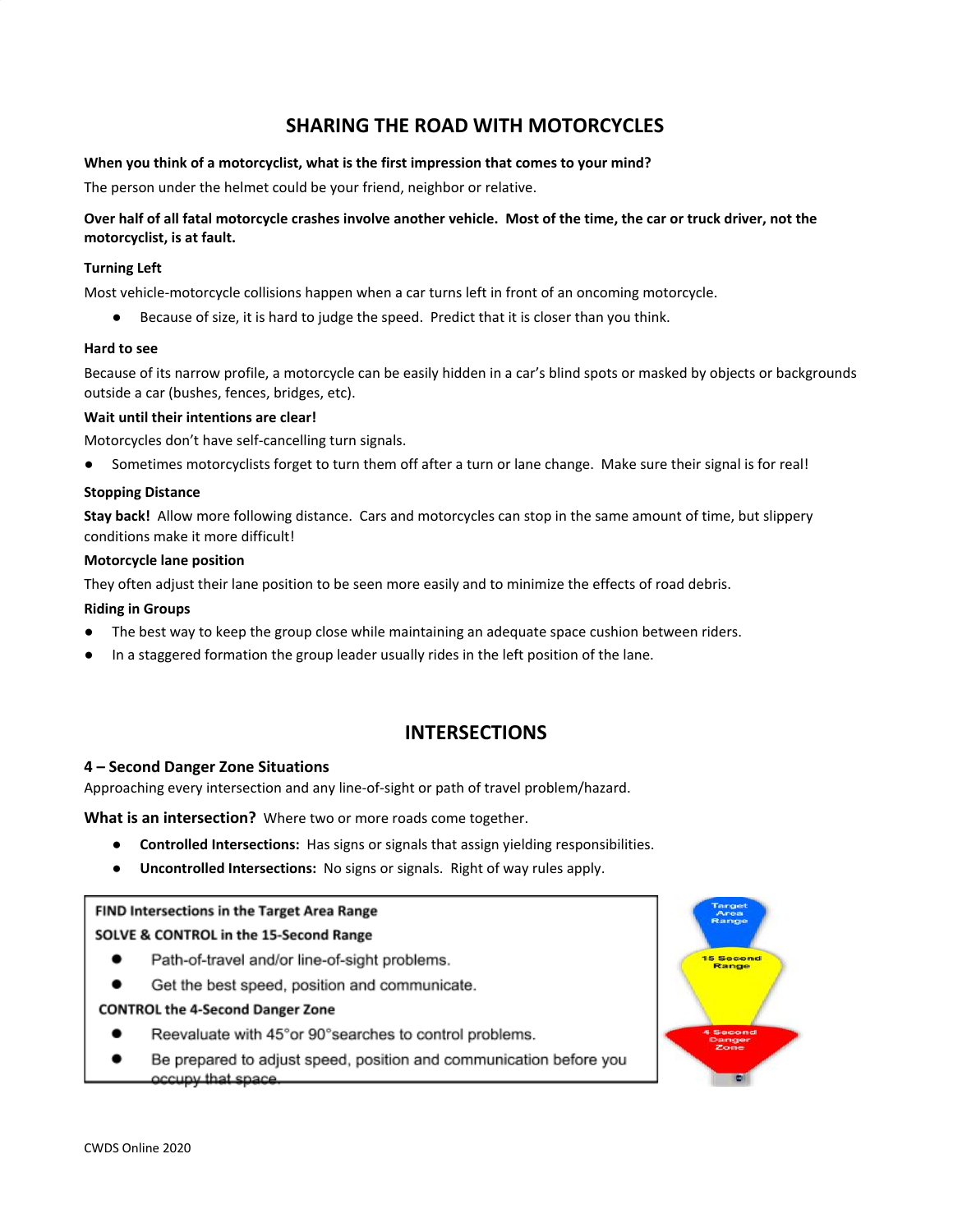# SHARING THE ROAD WITH MOTORCYCLES

**When you think of a motorcyclist, what is the first impression that comes to your mind?**

The person under the helmet could be your friend, neighbor or relative.

**Over half of all fatal motorcycle crashes involve another vehicle. Most of the time, the car or truck driver, not the motorcyclist, is at fault.**

**Turning Left**

Most vehicle-motorcycle collisions happen when a car turns left in front of an oncoming motorcycle.

- Because of size, it is hard to judge the speed. Predict that it is closer than you think.

**Hard to see**

Because of its narrow profile, a motorcycle can be easily hidden in a car's blind spots or masked by objects or backgrounds outside a car (bushes, fences, bridges, etc).

**Wait until their intentions are clear!**

Motorcycles don't have self-cancelling turn signals.

- Sometimes motorcyclists forget to turn them off after a turn or lane change. Make sure their signal is for real!

**Stopping Distance**

**Stay back!** Allow more following distance. Cars and motorcycles can stop in the same amount of time, but slippery conditions make it more difficult!

**Motorcycle lane position**

They often adjust their lane position to be seen more easily and to minimize the effects of road debris.

**Riding in Groups**

- The best way to keep the group close while maintaining an adequate space cushion between riders.
- In a staggered formation the group leader usually rides in the left position of the lane.

# INTERSECTIONS

### 4 – Second Danger Zone Situations

Approaching every intersection and any line-of-sight or path of travel problem/hazard.

**What is an intersection?** Where two or more roads come together.

- **Controlled Intersections:** Has signs or signals that assign yielding responsibilities.
- **Uncontrolled Intersections:** No signs or signals. Right of way rules apply.

**FIND Intersections in the Target Area Range**

**SOLVE & CONTROL in the 15-Second Range**

- Path-of-travel and/or line-of-sight problems.
- Get the best speed, position and communicate.

**CONTROL the 4-Second Danger Zone**

- Reevaluate with 45° or 90° searches to control problems.
- Be prepared to adjust speed, position and communication before you occupy that space.

Target Area Range

15 Second Range

4 Second Danger Zone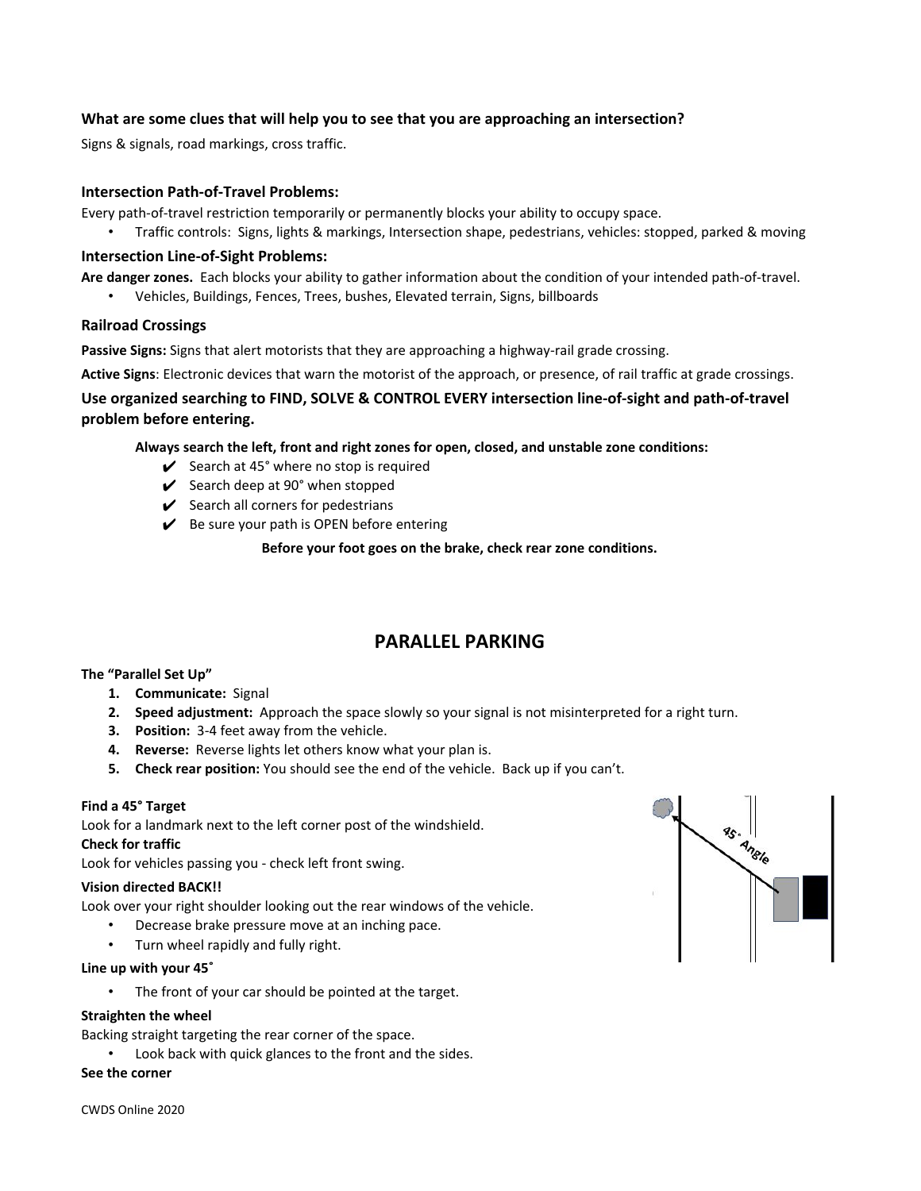**What are some clues that will help you to see that you are approaching an intersection?**

Signs & signals, road markings, cross traffic.

### Intersection Path-of-Travel Problems:

Every path-of-travel restriction temporarily or permanently blocks your ability to occupy space.

- Traffic controls: Signs, lights & markings, Intersection shape, pedestrians, vehicles: stopped, parked & moving

### Intersection Line-of-Sight Problems:

**Are danger zones.** Each blocks your ability to gather information about the condition of your intended path-of-travel.

- Vehicles, Buildings, Fences, Trees, bushes, Elevated terrain, Signs, billboards

### Railroad Crossings

**Passive Signs:** Signs that alert motorists that they are approaching a highway-rail grade crossing.

**Active Signs**: Electronic devices that warn the motorist of the approach, or presence, of rail traffic at grade crossings.

**Use organized searching to FIND, SOLVE & CONTROL EVERY intersection line-of-sight and path-of-travel problem before entering.**

**Always search the left, front and right zones for open, closed, and unstable zone conditions:**

- ✔ Search at 45° where no stop is required
- ✔ Search deep at 90° when stopped
- ✔ Search all corners for pedestrians
- ✔ Be sure your path is OPEN before entering

**Before your foot goes on the brake, check rear zone conditions.**

## PARALLEL PARKING

**The "Parallel Set Up"**

1. **Communicate:** Signal
2. **Speed adjustment:** Approach the space slowly so your signal is not misinterpreted for a right turn.
3. **Position:** 3-4 feet away from the vehicle.
4. **Reverse:** Reverse lights let others know what your plan is.
5. **Check rear position:** You should see the end of the vehicle. Back up if you can't.

**Find a 45° Target**

Look for a landmark next to the left corner post of the windshield.

**Check for traffic**

Look for vehicles passing you - check left front swing.

**Vision directed BACK!!**

Look over your right shoulder looking out the rear windows of the vehicle.

- Decrease brake pressure move at an inching pace.
- Turn wheel rapidly and fully right.

**Line up with your 45˚**

- The front of your car should be pointed at the target.

**Straighten the wheel**

Backing straight targeting the rear corner of the space.

- Look back with quick glances to the front and the sides.

**See the corner**

CWDS Online 2020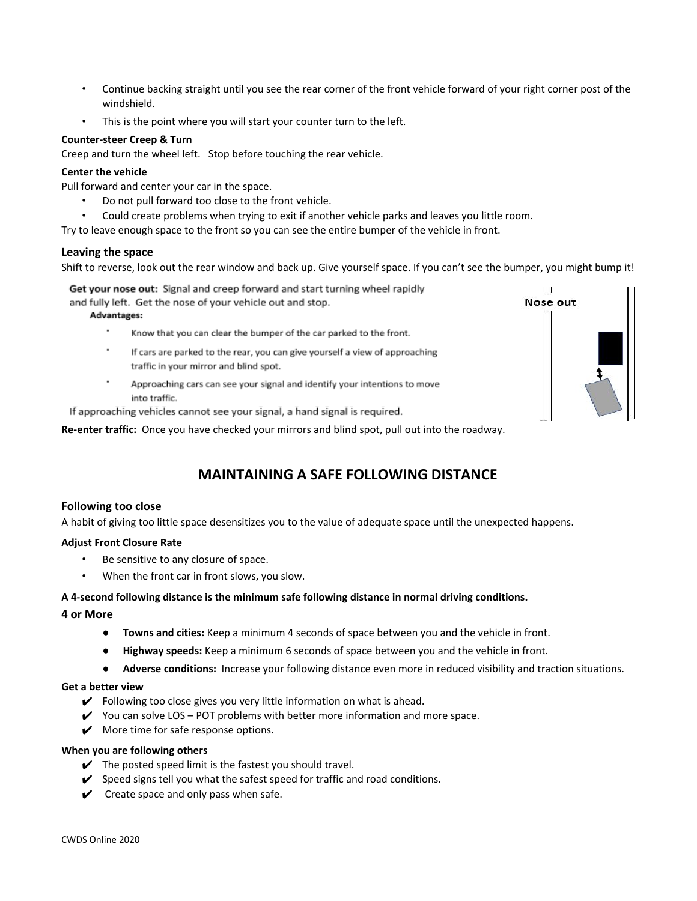- Continue backing straight until you see the rear corner of the front vehicle forward of your right corner post of the windshield.
- This is the point where you will start your counter turn to the left.

**Counter-steer Creep & Turn**

Creep and turn the wheel left. Stop before touching the rear vehicle.

**Center the vehicle**

Pull forward and center your car in the space.

- Do not pull forward too close to the front vehicle.
- Could create problems when trying to exit if another vehicle parks and leaves you little room.

Try to leave enough space to the front so you can see the entire bumper of the vehicle in front.

### Leaving the space

Shift to reverse, look out the rear window and back up. Give yourself space. If you can't see the bumper, you might bump it!

**Get your nose out:** Signal and creep forward and start turning wheel rapidly and fully left. Get the nose of your vehicle out and stop.

**Advantages:**

- Know that you can clear the bumper of the car parked to the front.
- If cars are parked to the rear, you can give yourself a view of approaching traffic in your mirror and blind spot.
- Approaching cars can see your signal and identify your intentions to move into traffic.

If approaching vehicles cannot see your signal, a hand signal is required.

Nose out

**Re-enter traffic:** Once you have checked your mirrors and blind spot, pull out into the roadway.

## MAINTAINING A SAFE FOLLOWING DISTANCE

### Following too close

A habit of giving too little space desensitizes you to the value of adequate space until the unexpected happens.

**Adjust Front Closure Rate**

- Be sensitive to any closure of space.
- When the front car in front slows, you slow.

**A 4-second following distance is the minimum safe following distance in normal driving conditions.**

### 4 or More

- **Towns and cities:** Keep a minimum 4 seconds of space between you and the vehicle in front.
- **Highway speeds:** Keep a minimum 6 seconds of space between you and the vehicle in front.
- **Adverse conditions:** Increase your following distance even more in reduced visibility and traction situations.

**Get a better view**

- ✔ Following too close gives you very little information on what is ahead.
- ✔ You can solve LOS – POT problems with better more information and more space.
- ✔ More time for safe response options.

**When you are following others**

- ✔ The posted speed limit is the fastest you should travel.
- ✔ Speed signs tell you what the safest speed for traffic and road conditions.
- ✔ Create space and only pass when safe.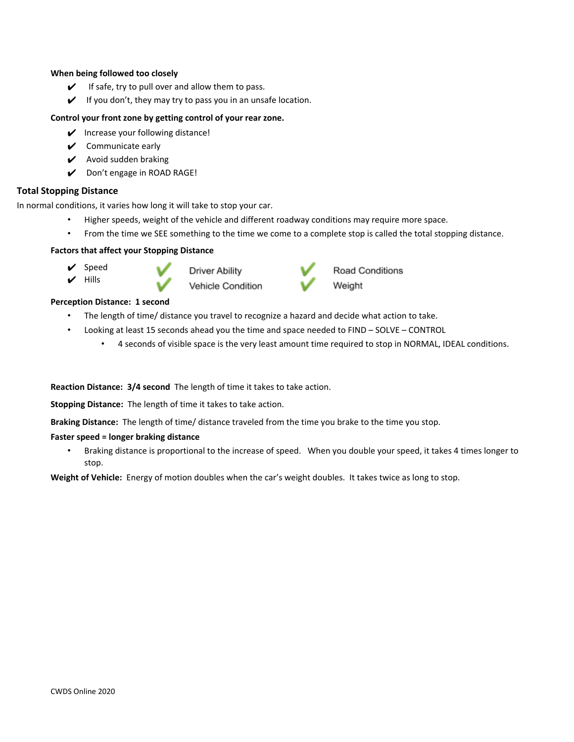**When being followed too closely**

- ✔ If safe, try to pull over and allow them to pass.
- ✔ If you don't, they may try to pass you in an unsafe location.

**Control your front zone by getting control of your rear zone.**

- ✔ Increase your following distance!
- ✔ Communicate early
- ✔ Avoid sudden braking
- ✔ Don't engage in ROAD RAGE!

### Total Stopping Distance

In normal conditions, it varies how long it will take to stop your car.

- Higher speeds, weight of the vehicle and different roadway conditions may require more space.
- From the time we SEE something to the time we come to a complete stop is called the total stopping distance.

**Factors that affect your Stopping Distance**

- ✔ Speed
- ✔ Hills
- ✔ Driver Ability
- ✔ Vehicle Condition
- ✔ Road Conditions
- ✔ Weight

**Perception Distance: 1 second**

- The length of time/ distance you travel to recognize a hazard and decide what action to take.
- Looking at least 15 seconds ahead you the time and space needed to FIND – SOLVE – CONTROL
    - 4 seconds of visible space is the very least amount time required to stop in NORMAL, IDEAL conditions.

**Reaction Distance: 3/4 second** The length of time it takes to take action.

**Stopping Distance:** The length of time it takes to take action.

**Braking Distance:** The length of time/ distance traveled from the time you brake to the time you stop.

**Faster speed = longer braking distance**

- Braking distance is proportional to the increase of speed. When you double your speed, it takes 4 times longer to stop.

**Weight of Vehicle:** Energy of motion doubles when the car's weight doubles. It takes twice as long to stop.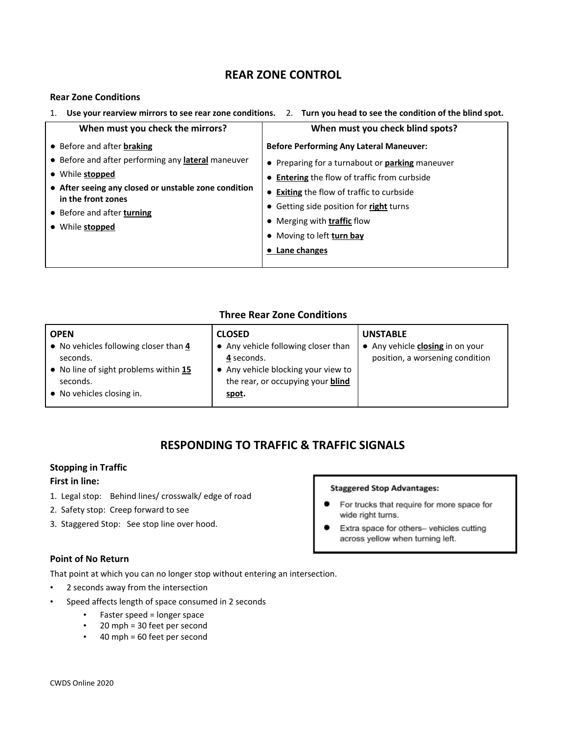# REAR ZONE CONTROL

### Rear Zone Conditions

1. **Use your rearview mirrors to see rear zone conditions.**
2. **Turn you head to see the condition of the blind spot.**

| When must you check the mirrors? | When must you check blind spots? |
|---|---|
| ● Before and after **braking**<br>● Before and after performing any **lateral** maneuver<br>● While **stopped**<br>● **After seeing any closed or unstable zone condition in the front zones**<br>● Before and after **turning**<br>● While **stopped** | **Before Performing Any Lateral Maneuver:**<br>● Preparing for a turnabout or **parking** maneuver<br>● **Entering** the flow of traffic from curbside<br>● **Exiting** the flow of traffic to curbside<br>● Getting side position for **right** turns<br>● Merging with **traffic** flow<br>● Moving to left **turn bay**<br>● **Lane changes** |

### Three Rear Zone Conditions

| OPEN | CLOSED | UNSTABLE |
|---|---|---|
| ● No vehicles following closer than **4** seconds.<br>● No line of sight problems within **15** seconds.<br>● No vehicles closing in. | ● Any vehicle following closer than **4** seconds.<br>● Any vehicle blocking your view to the rear, or occupying your **blind spot.** | ● Any vehicle **closing** in on your position, a worsening condition |

# RESPONDING TO TRAFFIC & TRAFFIC SIGNALS

### Stopping in Traffic

**First in line:**

1. Legal stop: Behind lines/ crosswalk/ edge of road
2. Safety stop: Creep forward to see
3. Staggered Stop: See stop line over hood.

**Staggered Stop Advantages:**

- For trucks that require for more space for wide right turns.
- Extra space for others– vehicles cutting across yellow when turning left.

### Point of No Return

That point at which you can no longer stop without entering an intersection.

- 2 seconds away from the intersection
- Speed affects length of space consumed in 2 seconds
  - Faster speed = longer space
  - 20 mph = 30 feet per second
  - 40 mph = 60 feet per second

CWDS Online 2020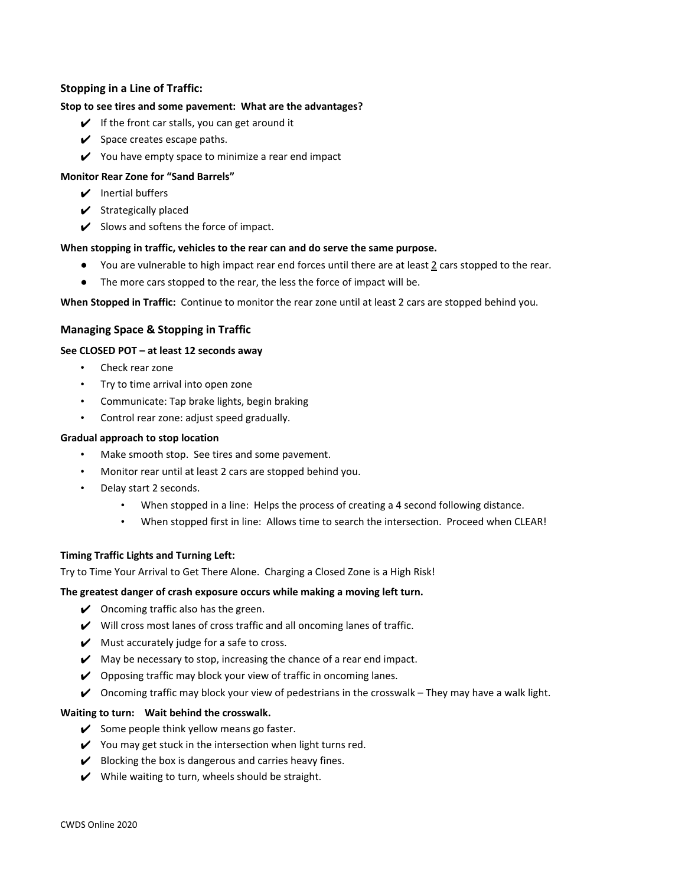## Stopping in a Line of Traffic:

**Stop to see tires and some pavement: What are the advantages?**

- ✔ If the front car stalls, you can get around it
- ✔ Space creates escape paths.
- ✔ You have empty space to minimize a rear end impact

**Monitor Rear Zone for "Sand Barrels"**

- ✔ Inertial buffers
- ✔ Strategically placed
- ✔ Slows and softens the force of impact.

**When stopping in traffic, vehicles to the rear can and do serve the same purpose.**

- You are vulnerable to high impact rear end forces until there are at least 2 cars stopped to the rear.
- The more cars stopped to the rear, the less the force of impact will be.

**When Stopped in Traffic:** Continue to monitor the rear zone until at least 2 cars are stopped behind you.

## Managing Space & Stopping in Traffic

**See CLOSED POT – at least 12 seconds away**

- Check rear zone
- Try to time arrival into open zone
- Communicate: Tap brake lights, begin braking
- Control rear zone: adjust speed gradually.

**Gradual approach to stop location**

- Make smooth stop. See tires and some pavement.
- Monitor rear until at least 2 cars are stopped behind you.
- Delay start 2 seconds.
    - When stopped in a line: Helps the process of creating a 4 second following distance.
    - When stopped first in line: Allows time to search the intersection. Proceed when CLEAR!

**Timing Traffic Lights and Turning Left:**

Try to Time Your Arrival to Get There Alone. Charging a Closed Zone is a High Risk!

**The greatest danger of crash exposure occurs while making a moving left turn.**

- ✔ Oncoming traffic also has the green.
- ✔ Will cross most lanes of cross traffic and all oncoming lanes of traffic.
- ✔ Must accurately judge for a safe to cross.
- ✔ May be necessary to stop, increasing the chance of a rear end impact.
- ✔ Opposing traffic may block your view of traffic in oncoming lanes.
- ✔ Oncoming traffic may block your view of pedestrians in the crosswalk – They may have a walk light.

**Waiting to turn: Wait behind the crosswalk.**

- ✔ Some people think yellow means go faster.
- ✔ You may get stuck in the intersection when light turns red.
- ✔ Blocking the box is dangerous and carries heavy fines.
- ✔ While waiting to turn, wheels should be straight.

CWDS Online 2020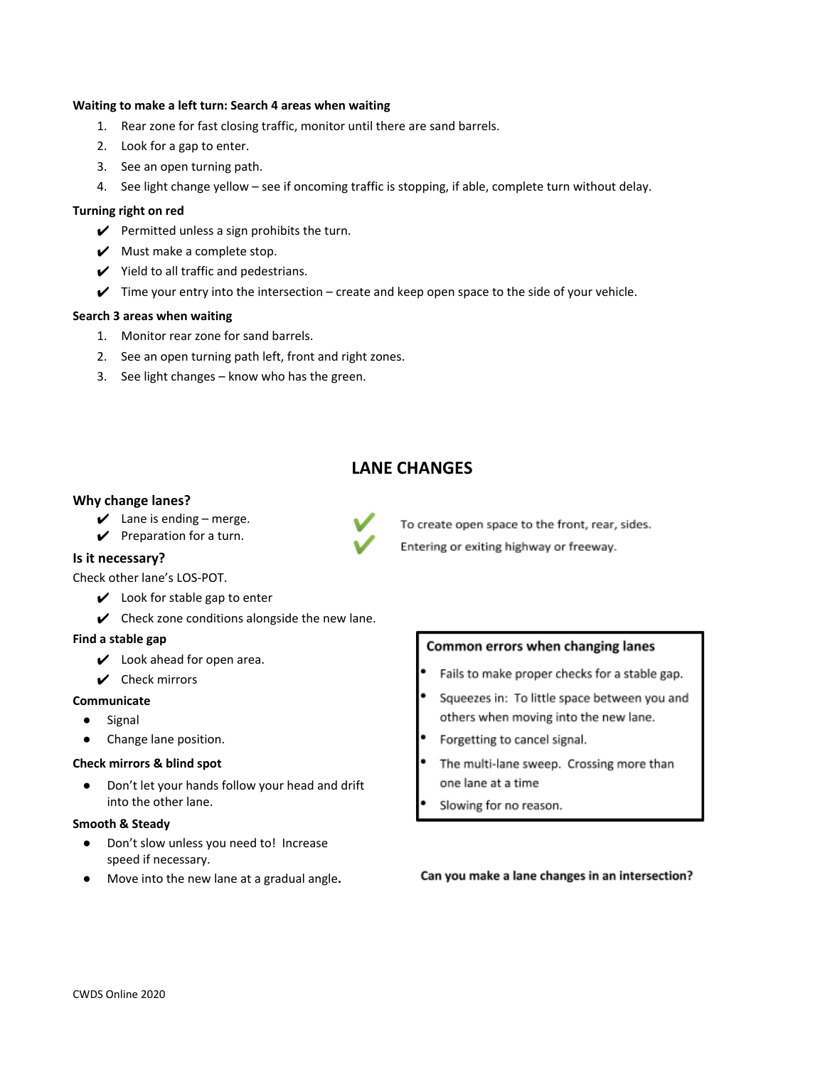**Waiting to make a left turn: Search 4 areas when waiting**

1. Rear zone for fast closing traffic, monitor until there are sand barrels.
2. Look for a gap to enter.
3. See an open turning path.
4. See light change yellow – see if oncoming traffic is stopping, if able, complete turn without delay.

**Turning right on red**

- ✔ Permitted unless a sign prohibits the turn.
- ✔ Must make a complete stop.
- ✔ Yield to all traffic and pedestrians.
- ✔ Time your entry into the intersection – create and keep open space to the side of your vehicle.

**Search 3 areas when waiting**

1. Monitor rear zone for sand barrels.
2. See an open turning path left, front and right zones.
3. See light changes – know who has the green.

## LANE CHANGES

### Why change lanes?

- ✔ Lane is ending – merge.
- ✔ Preparation for a turn.
- ✔ To create open space to the front, rear, sides.
- ✔ Entering or exiting highway or freeway.

### Is it necessary?

Check other lane's LOS-POT.

- ✔ Look for stable gap to enter
- ✔ Check zone conditions alongside the new lane.

**Find a stable gap**

- ✔ Look ahead for open area.
- ✔ Check mirrors

**Communicate**

- Signal
- Change lane position.

**Check mirrors & blind spot**

- Don't let your hands follow your head and drift into the other lane.

**Smooth & Steady**

- Don't slow unless you need to! Increase speed if necessary.
- Move into the new lane at a gradual angle**.**

**Common errors when changing lanes**

- Fails to make proper checks for a stable gap.
- Squeezes in: To little space between you and others when moving into the new lane.
- Forgetting to cancel signal.
- The multi-lane sweep. Crossing more than one lane at a time
- Slowing for no reason.

**Can you make a lane changes in an intersection?**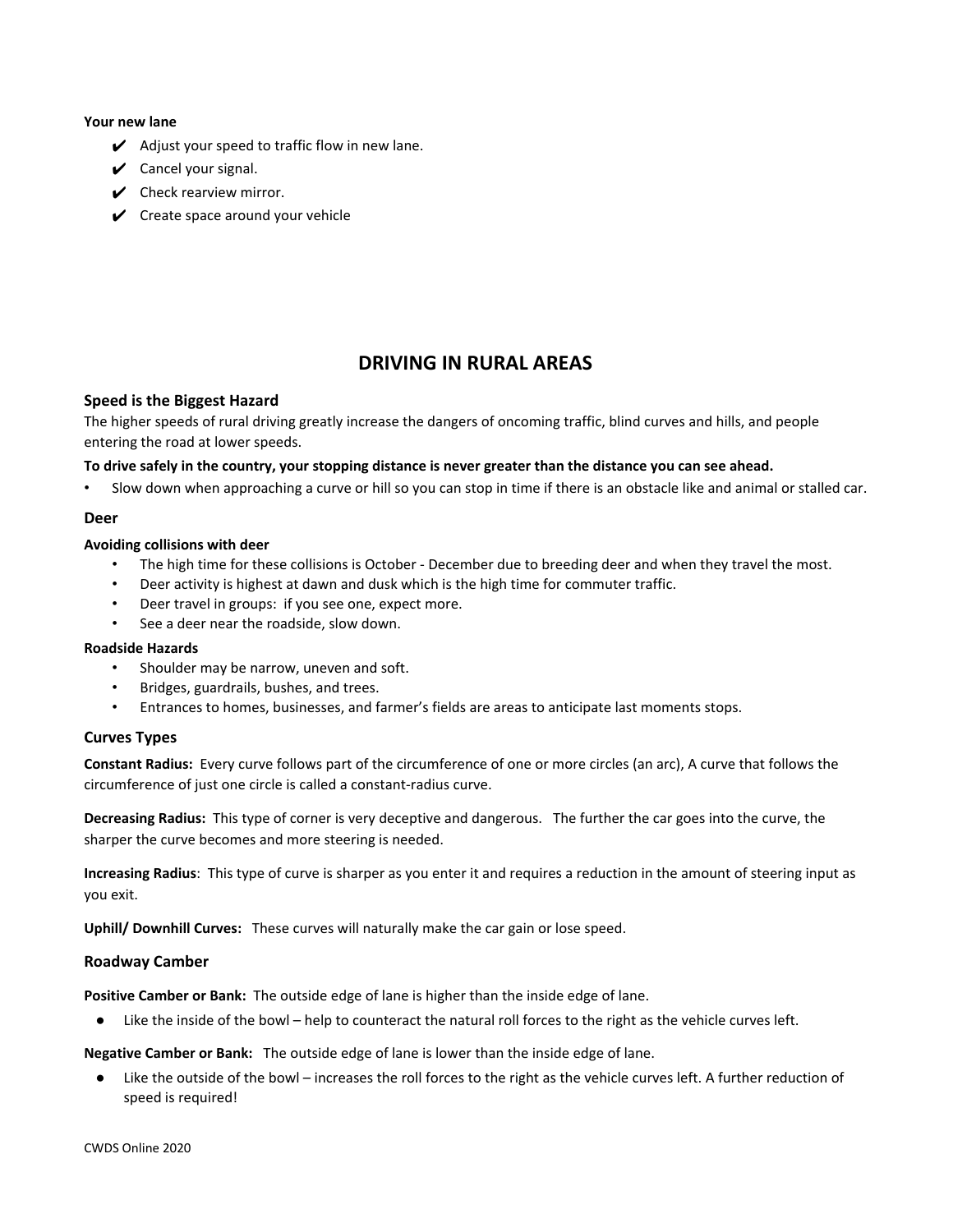**Your new lane**

- ✔ Adjust your speed to traffic flow in new lane.
- ✔ Cancel your signal.
- ✔ Check rearview mirror.
- ✔ Create space around your vehicle

## DRIVING IN RURAL AREAS

### Speed is the Biggest Hazard

The higher speeds of rural driving greatly increase the dangers of oncoming traffic, blind curves and hills, and people entering the road at lower speeds.

**To drive safely in the country, your stopping distance is never greater than the distance you can see ahead.**

- Slow down when approaching a curve or hill so you can stop in time if there is an obstacle like and animal or stalled car.

### Deer

**Avoiding collisions with deer**

- The high time for these collisions is October - December due to breeding deer and when they travel the most.
- Deer activity is highest at dawn and dusk which is the high time for commuter traffic.
- Deer travel in groups: if you see one, expect more.
- See a deer near the roadside, slow down.

**Roadside Hazards**

- Shoulder may be narrow, uneven and soft.
- Bridges, guardrails, bushes, and trees.
- Entrances to homes, businesses, and farmer's fields are areas to anticipate last moments stops.

### Curves Types

**Constant Radius:** Every curve follows part of the circumference of one or more circles (an arc), A curve that follows the circumference of just one circle is called a constant-radius curve.

**Decreasing Radius:** This type of corner is very deceptive and dangerous. The further the car goes into the curve, the sharper the curve becomes and more steering is needed.

**Increasing Radius**: This type of curve is sharper as you enter it and requires a reduction in the amount of steering input as you exit.

**Uphill/ Downhill Curves:** These curves will naturally make the car gain or lose speed.

### Roadway Camber

**Positive Camber or Bank:** The outside edge of lane is higher than the inside edge of lane.

- Like the inside of the bowl – help to counteract the natural roll forces to the right as the vehicle curves left.

**Negative Camber or Bank:** The outside edge of lane is lower than the inside edge of lane.

- Like the outside of the bowl – increases the roll forces to the right as the vehicle curves left. A further reduction of speed is required!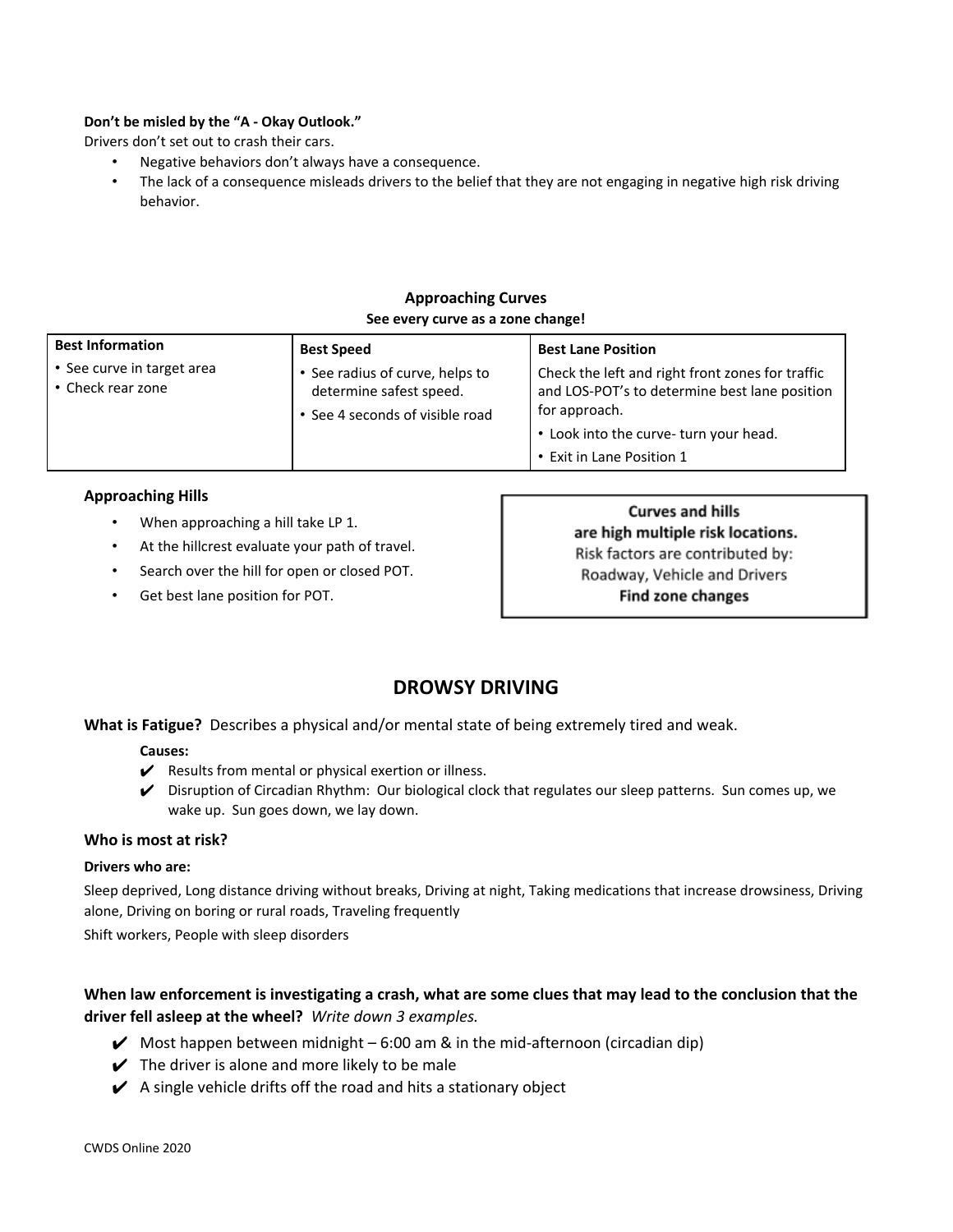**Don't be misled by the "A - Okay Outlook."**

Drivers don't set out to crash their cars.

- Negative behaviors don't always have a consequence.
- The lack of a consequence misleads drivers to the belief that they are not engaging in negative high risk driving behavior.

### Approaching Curves

**See every curve as a zone change!**

| Best Information | Best Speed | Best Lane Position |
|---|---|---|
| • See curve in target area<br>• Check rear zone | • See radius of curve, helps to determine safest speed.<br>• See 4 seconds of visible road | Check the left and right front zones for traffic and LOS-POT's to determine best lane position for approach.<br>• Look into the curve- turn your head.<br>• Exit in Lane Position 1 |

### Approaching Hills

- When approaching a hill take LP 1.
- At the hillcrest evaluate your path of travel.
- Search over the hill for open or closed POT.
- Get best lane position for POT.

> **Curves and hills**
> **are high multiple risk locations.**
> Risk factors are contributed by:
> Roadway, Vehicle and Drivers
> **Find zone changes**

## DROWSY DRIVING

**What is Fatigue?** Describes a physical and/or mental state of being extremely tired and weak.

**Causes:**

- ✔ Results from mental or physical exertion or illness.
- ✔ Disruption of Circadian Rhythm: Our biological clock that regulates our sleep patterns. Sun comes up, we wake up. Sun goes down, we lay down.

### Who is most at risk?

**Drivers who are:**

Sleep deprived, Long distance driving without breaks, Driving at night, Taking medications that increase drowsiness, Driving alone, Driving on boring or rural roads, Traveling frequently

Shift workers, People with sleep disorders

**When law enforcement is investigating a crash, what are some clues that may lead to the conclusion that the driver fell asleep at the wheel?** *Write down 3 examples.*

- ✔ Most happen between midnight – 6:00 am & in the mid-afternoon (circadian dip)
- ✔ The driver is alone and more likely to be male
- ✔ A single vehicle drifts off the road and hits a stationary object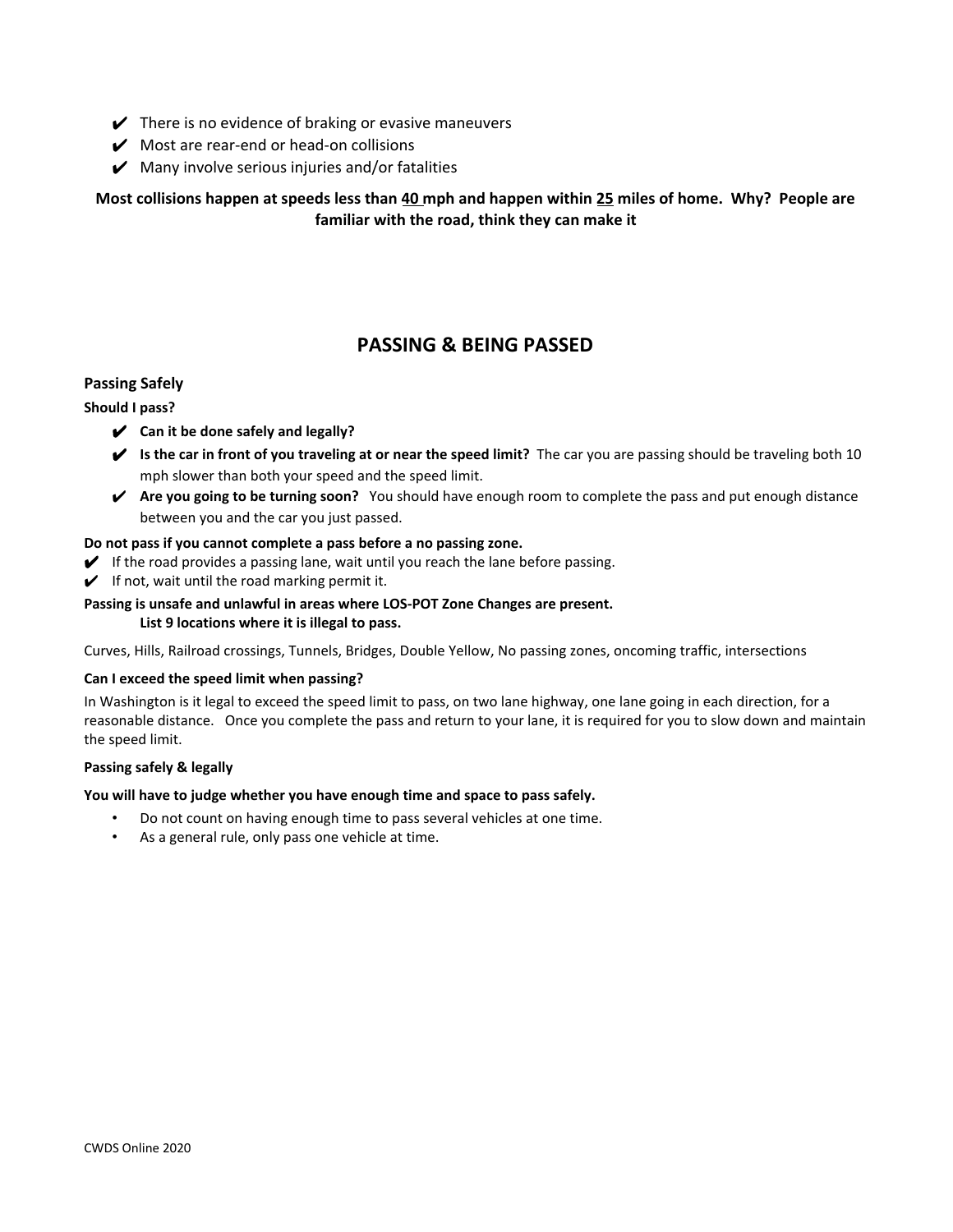- ✔ There is no evidence of braking or evasive maneuvers
- ✔ Most are rear-end or head-on collisions
- ✔ Many involve serious injuries and/or fatalities

**Most collisions happen at speeds less than <u>40</u> mph and happen within <u>25</u> miles of home. Why? People are familiar with the road, think they can make it**

## PASSING & BEING PASSED

### Passing Safely

**Should I pass?**

- ✔ **Can it be done safely and legally?**
- ✔ **Is the car in front of you traveling at or near the speed limit?** The car you are passing should be traveling both 10 mph slower than both your speed and the speed limit.
- ✔ **Are you going to be turning soon?** You should have enough room to complete the pass and put enough distance between you and the car you just passed.

**Do not pass if you cannot complete a pass before a no passing zone.**

- ✔ If the road provides a passing lane, wait until you reach the lane before passing.
- ✔ If not, wait until the road marking permit it.

**Passing is unsafe and unlawful in areas where LOS-POT Zone Changes are present.**

**List 9 locations where it is illegal to pass.**

Curves, Hills, Railroad crossings, Tunnels, Bridges, Double Yellow, No passing zones, oncoming traffic, intersections

**Can I exceed the speed limit when passing?**

In Washington is it legal to exceed the speed limit to pass, on two lane highway, one lane going in each direction, for a reasonable distance. Once you complete the pass and return to your lane, it is required for you to slow down and maintain the speed limit.

**Passing safely & legally**

**You will have to judge whether you have enough time and space to pass safely.**

- Do not count on having enough time to pass several vehicles at one time.
- As a general rule, only pass one vehicle at time.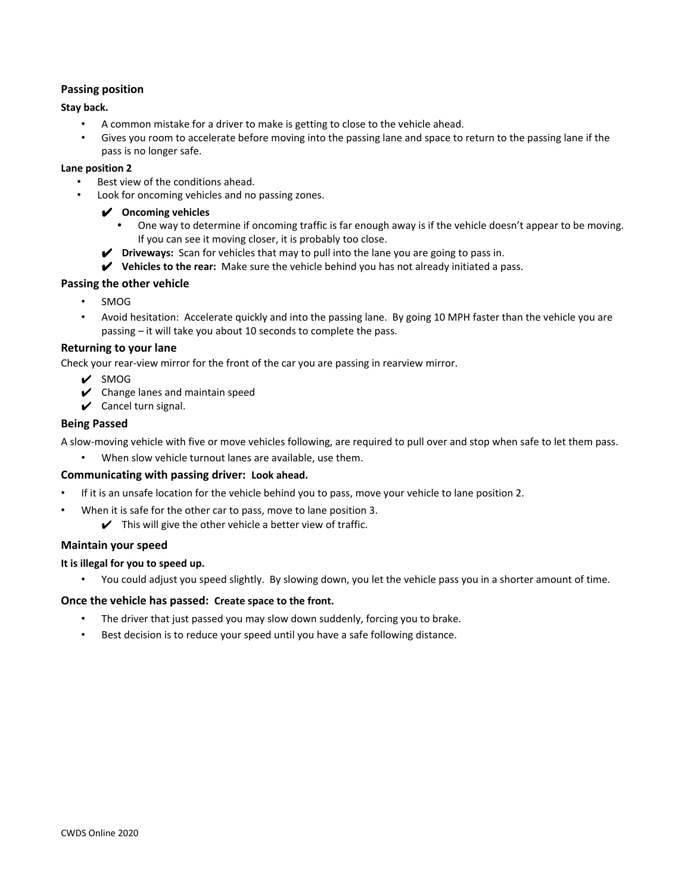## Passing position

**Stay back.**

- A common mistake for a driver to make is getting to close to the vehicle ahead.
- Gives you room to accelerate before moving into the passing lane and space to return to the passing lane if the pass is no longer safe.

**Lane position 2**

- Best view of the conditions ahead.
- Look for oncoming vehicles and no passing zones.
  - ✔ **Oncoming vehicles**
    - One way to determine if oncoming traffic is far enough away is if the vehicle doesn't appear to be moving. If you can see it moving closer, it is probably too close.
  - ✔ **Driveways:** Scan for vehicles that may to pull into the lane you are going to pass in.
  - ✔ **Vehicles to the rear:** Make sure the vehicle behind you has not already initiated a pass.

## Passing the other vehicle

- SMOG
- Avoid hesitation: Accelerate quickly and into the passing lane. By going 10 MPH faster than the vehicle you are passing – it will take you about 10 seconds to complete the pass.

## Returning to your lane

Check your rear-view mirror for the front of the car you are passing in rearview mirror.

- ✔ SMOG
- ✔ Change lanes and maintain speed
- ✔ Cancel turn signal.

## Being Passed

A slow-moving vehicle with five or move vehicles following, are required to pull over and stop when safe to let them pass.

- When slow vehicle turnout lanes are available, use them.

## Communicating with passing driver: Look ahead.

- If it is an unsafe location for the vehicle behind you to pass, move your vehicle to lane position 2.
- When it is safe for the other car to pass, move to lane position 3.
  - ✔ This will give the other vehicle a better view of traffic.

## Maintain your speed

**It is illegal for you to speed up.**

- You could adjust you speed slightly. By slowing down, you let the vehicle pass you in a shorter amount of time.

## Once the vehicle has passed: Create space to the front.

- The driver that just passed you may slow down suddenly, forcing you to brake.
- Best decision is to reduce your speed until you have a safe following distance.